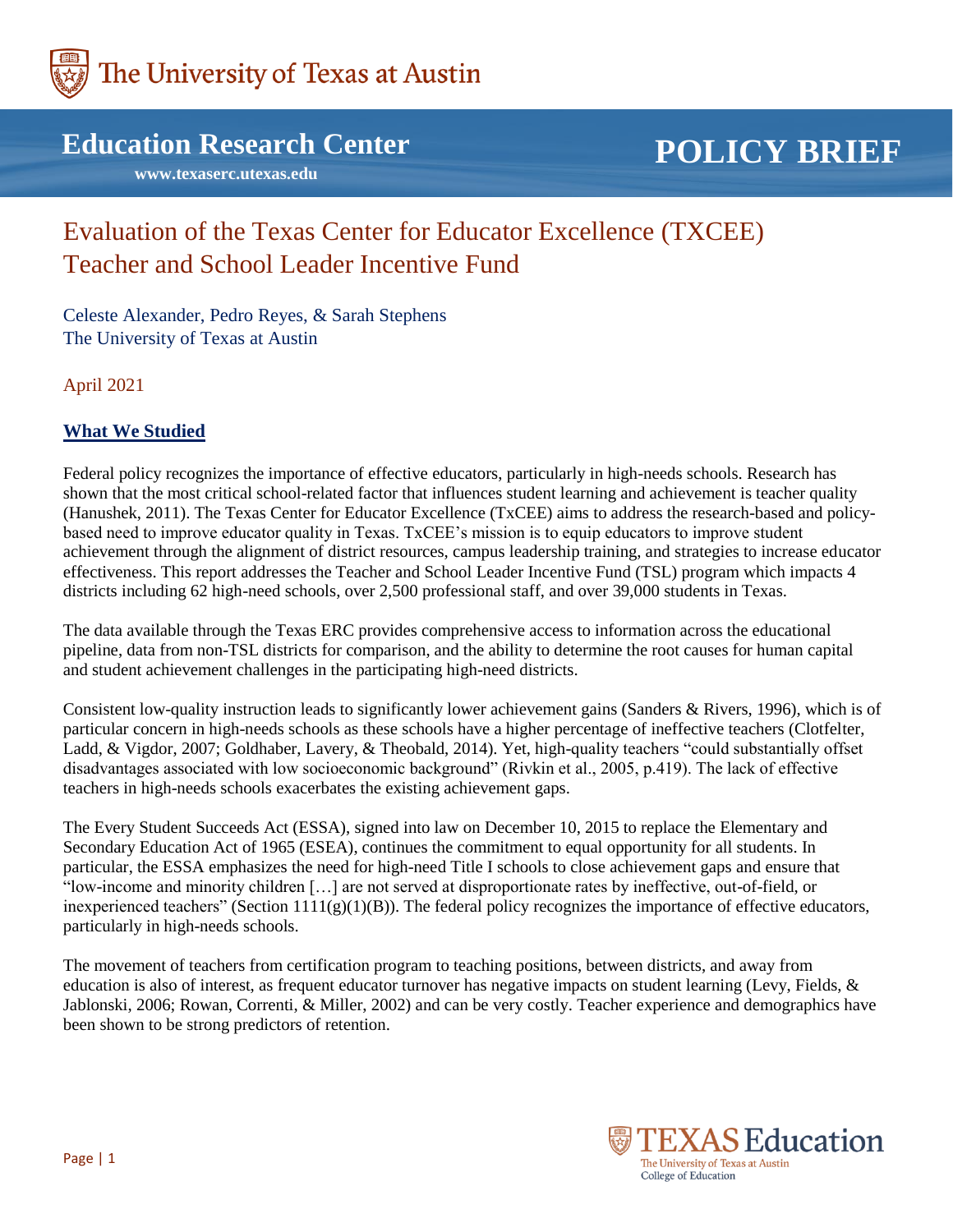The University of Texas at Austin

**Education Research Center**

www.texaserc.utexas.edu

**POLICY BRIEF**

# Evaluation of the Texas Center for Educator Excellence (TXCEE) Teacher and School Leader Incentive Fund

Celeste Alexander, Pedro Reyes, & Sarah Stephens
The University of Texas at Austin

April 2021

## What We Studied

Federal policy recognizes the importance of effective educators, particularly in high-needs schools. Research has shown that the most critical school-related factor that influences student learning and achievement is teacher quality (Hanushek, 2011). The Texas Center for Educator Excellence (TxCEE) aims to address the research-based and policy-based need to improve educator quality in Texas. TxCEE's mission is to equip educators to improve student achievement through the alignment of district resources, campus leadership training, and strategies to increase educator effectiveness. This report addresses the Teacher and School Leader Incentive Fund (TSL) program which impacts 4 districts including 62 high-need schools, over 2,500 professional staff, and over 39,000 students in Texas.

The data available through the Texas ERC provides comprehensive access to information across the educational pipeline, data from non-TSL districts for comparison, and the ability to determine the root causes for human capital and student achievement challenges in the participating high-need districts.

Consistent low-quality instruction leads to significantly lower achievement gains (Sanders & Rivers, 1996), which is of particular concern in high-needs schools as these schools have a higher percentage of ineffective teachers (Clotfelter, Ladd, & Vigdor, 2007; Goldhaber, Lavery, & Theobald, 2014). Yet, high-quality teachers "could substantially offset disadvantages associated with low socioeconomic background" (Rivkin et al., 2005, p.419). The lack of effective teachers in high-needs schools exacerbates the existing achievement gaps.

The Every Student Succeeds Act (ESSA), signed into law on December 10, 2015 to replace the Elementary and Secondary Education Act of 1965 (ESEA), continues the commitment to equal opportunity for all students. In particular, the ESSA emphasizes the need for high-need Title I schools to close achievement gaps and ensure that "low-income and minority children […] are not served at disproportionate rates by ineffective, out-of-field, or inexperienced teachers" (Section 1111(g)(1)(B)). The federal policy recognizes the importance of effective educators, particularly in high-needs schools.

The movement of teachers from certification program to teaching positions, between districts, and away from education is also of interest, as frequent educator turnover has negative impacts on student learning (Levy, Fields, & Jablonski, 2006; Rowan, Correnti, & Miller, 2002) and can be very costly. Teacher experience and demographics have been shown to be strong predictors of retention.

TEXAS Education
The University of Texas at Austin
College of Education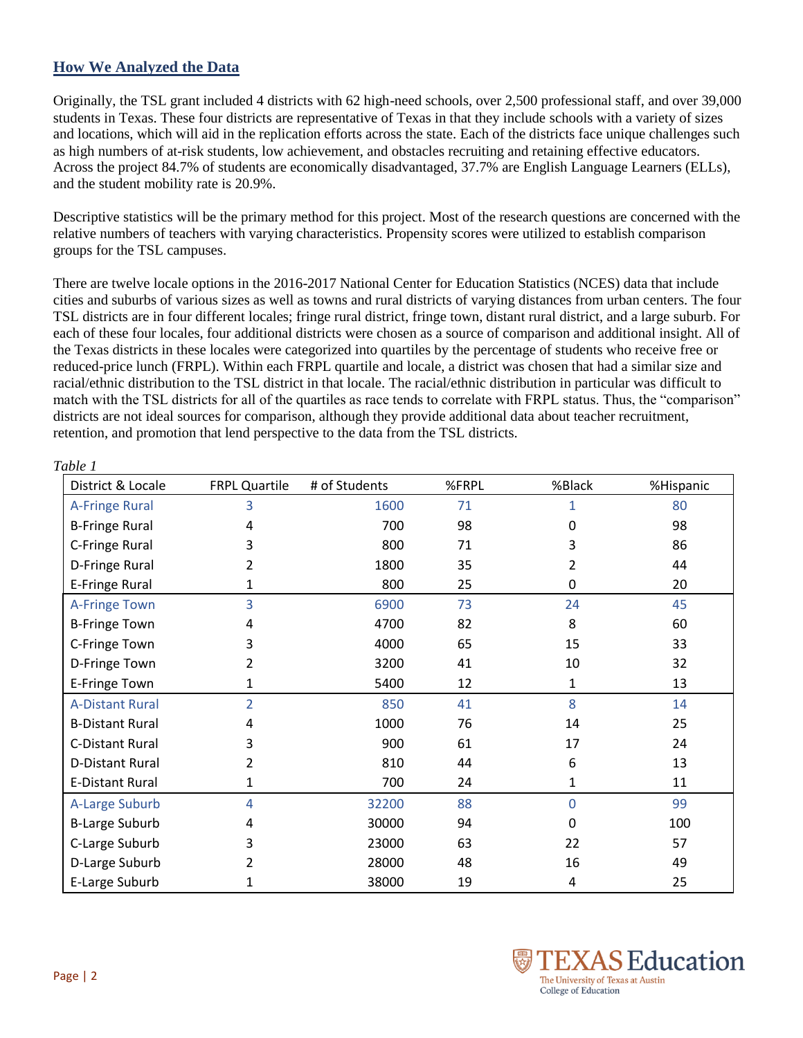## How We Analyzed the Data

Originally, the TSL grant included 4 districts with 62 high-need schools, over 2,500 professional staff, and over 39,000 students in Texas. These four districts are representative of Texas in that they include schools with a variety of sizes and locations, which will aid in the replication efforts across the state. Each of the districts face unique challenges such as high numbers of at-risk students, low achievement, and obstacles recruiting and retaining effective educators. Across the project 84.7% of students are economically disadvantaged, 37.7% are English Language Learners (ELLs), and the student mobility rate is 20.9%.

Descriptive statistics will be the primary method for this project. Most of the research questions are concerned with the relative numbers of teachers with varying characteristics. Propensity scores were utilized to establish comparison groups for the TSL campuses.

There are twelve locale options in the 2016-2017 National Center for Education Statistics (NCES) data that include cities and suburbs of various sizes as well as towns and rural districts of varying distances from urban centers. The four TSL districts are in four different locales; fringe rural district, fringe town, distant rural district, and a large suburb. For each of these four locales, four additional districts were chosen as a source of comparison and additional insight. All of the Texas districts in these locales were categorized into quartiles by the percentage of students who receive free or reduced-price lunch (FRPL). Within each FRPL quartile and locale, a district was chosen that had a similar size and racial/ethnic distribution to the TSL district in that locale. The racial/ethnic distribution in particular was difficult to match with the TSL districts for all of the quartiles as race tends to correlate with FRPL status. Thus, the "comparison" districts are not ideal sources for comparison, although they provide additional data about teacher recruitment, retention, and promotion that lend perspective to the data from the TSL districts.

*Table 1*

| District & Locale | FRPL Quartile | # of Students | %FRPL | %Black | %Hispanic |
|---|---|---|---|---|---|
| A-Fringe Rural | 3 | 1600 | 71 | 1 | 80 |
| B-Fringe Rural | 4 | 700 | 98 | 0 | 98 |
| C-Fringe Rural | 3 | 800 | 71 | 3 | 86 |
| D-Fringe Rural | 2 | 1800 | 35 | 2 | 44 |
| E-Fringe Rural | 1 | 800 | 25 | 0 | 20 |
| A-Fringe Town | 3 | 6900 | 73 | 24 | 45 |
| B-Fringe Town | 4 | 4700 | 82 | 8 | 60 |
| C-Fringe Town | 3 | 4000 | 65 | 15 | 33 |
| D-Fringe Town | 2 | 3200 | 41 | 10 | 32 |
| E-Fringe Town | 1 | 5400 | 12 | 1 | 13 |
| A-Distant Rural | 2 | 850 | 41 | 8 | 14 |
| B-Distant Rural | 4 | 1000 | 76 | 14 | 25 |
| C-Distant Rural | 3 | 900 | 61 | 17 | 24 |
| D-Distant Rural | 2 | 810 | 44 | 6 | 13 |
| E-Distant Rural | 1 | 700 | 24 | 1 | 11 |
| A-Large Suburb | 4 | 32200 | 88 | 0 | 99 |
| B-Large Suburb | 4 | 30000 | 94 | 0 | 100 |
| C-Large Suburb | 3 | 23000 | 63 | 22 | 57 |
| D-Large Suburb | 2 | 28000 | 48 | 16 | 49 |
| E-Large Suburb | 1 | 38000 | 19 | 4 | 25 |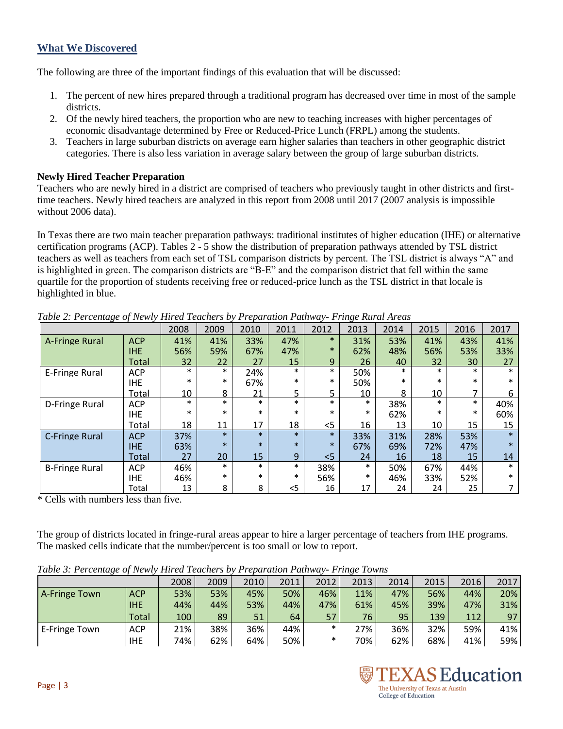## What We Discovered

The following are three of the important findings of this evaluation that will be discussed:

1. The percent of new hires prepared through a traditional program has decreased over time in most of the sample districts.
2. Of the newly hired teachers, the proportion who are new to teaching increases with higher percentages of economic disadvantage determined by Free or Reduced-Price Lunch (FRPL) among the students.
3. Teachers in large suburban districts on average earn higher salaries than teachers in other geographic district categories. There is also less variation in average salary between the group of large suburban districts.

**Newly Hired Teacher Preparation**

Teachers who are newly hired in a district are comprised of teachers who previously taught in other districts and first-time teachers. Newly hired teachers are analyzed in this report from 2008 until 2017 (2007 analysis is impossible without 2006 data).

In Texas there are two main teacher preparation pathways: traditional institutes of higher education (IHE) or alternative certification programs (ACP). Tables 2 - 5 show the distribution of preparation pathways attended by TSL district teachers as well as teachers from each set of TSL comparison districts by percent. The TSL district is always "A" and is highlighted in green. The comparison districts are "B-E" and the comparison district that fell within the same quartile for the proportion of students receiving free or reduced-price lunch as the TSL district in that locale is highlighted in blue.

*Table 2: Percentage of Newly Hired Teachers by Preparation Pathway- Fringe Rural Areas*

| | | 2008 | 2009 | 2010 | 2011 | 2012 | 2013 | 2014 | 2015 | 2016 | 2017 |
|---|---|---|---|---|---|---|---|---|---|---|---|
| A-Fringe Rural | ACP | 41% | 41% | 33% | 47% | * | 31% | 53% | 41% | 43% | 41% |
| | IHE | 56% | 59% | 67% | 47% | * | 62% | 48% | 56% | 53% | 33% |
| | Total | 32 | 22 | 27 | 15 | 9 | 26 | 40 | 32 | 30 | 27 |
| E-Fringe Rural | ACP | * | * | 24% | * | * | 50% | * | * | * | * |
| | IHE | * | * | 67% | * | * | 50% | * | * | * | * |
| | Total | 10 | 8 | 21 | 5 | 5 | 10 | 8 | 10 | 7 | 6 |
| D-Fringe Rural | ACP | * | * | * | * | * | * | 38% | * | * | 40% |
| | IHE | * | * | * | * | * | * | 62% | * | * | 60% |
| | Total | 18 | 11 | 17 | 18 | <5 | 16 | 13 | 10 | 15 | 15 |
| C-Fringe Rural | ACP | 37% | * | * | * | * | 33% | 31% | 28% | 53% | * |
| | IHE | 63% | * | * | * | * | 67% | 69% | 72% | 47% | * |
| | Total | 27 | 20 | 15 | 9 | <5 | 24 | 16 | 18 | 15 | 14 |
| B-Fringe Rural | ACP | 46% | * | * | * | 38% | * | 50% | 67% | 44% | * |
| | IHE | 46% | * | * | * | 56% | * | 46% | 33% | 52% | * |
| | Total | 13 | 8 | 8 | <5 | 16 | 17 | 24 | 24 | 25 | 7 |

\* Cells with numbers less than five.

The group of districts located in fringe-rural areas appear to hire a larger percentage of teachers from IHE programs. The masked cells indicate that the number/percent is too small or low to report.

*Table 3: Percentage of Newly Hired Teachers by Preparation Pathway- Fringe Towns*

| | | 2008 | 2009 | 2010 | 2011 | 2012 | 2013 | 2014 | 2015 | 2016 | 2017 |
|---|---|---|---|---|---|---|---|---|---|---|---|
| A-Fringe Town | ACP | 53% | 53% | 45% | 50% | 46% | 11% | 47% | 56% | 44% | 20% |
| | IHE | 44% | 44% | 53% | 44% | 47% | 61% | 45% | 39% | 47% | 31% |
| | Total | 100 | 89 | 51 | 64 | 57 | 76 | 95 | 139 | 112 | 97 |
| E-Fringe Town | ACP | 21% | 38% | 36% | 44% | * | 27% | 36% | 32% | 59% | 41% |
| | IHE | 74% | 62% | 64% | 50% | * | 70% | 62% | 68% | 41% | 59% |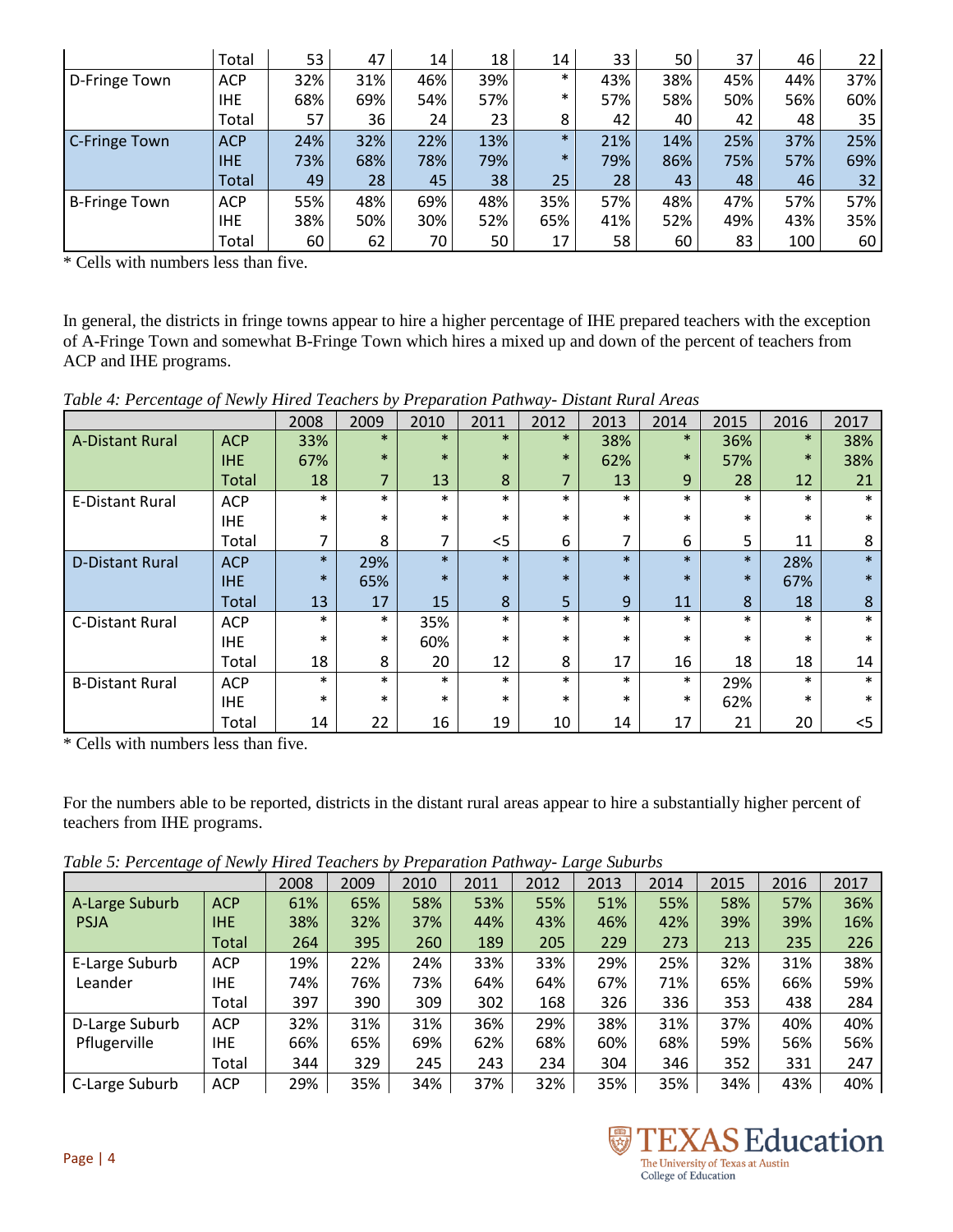|  |  | 2008 | 2009 | 2010 | 2011 | 2012 | 2013 | 2014 | 2015 | 2016 | 2017 |
|---|---|---|---|---|---|---|---|---|---|---|---|
|  | Total | 53 | 47 | 14 | 18 | 14 | 33 | 50 | 37 | 46 | 22 |
| D-Fringe Town | ACP | 32% | 31% | 46% | 39% | * | 43% | 38% | 45% | 44% | 37% |
|  | IHE | 68% | 69% | 54% | 57% | * | 57% | 58% | 50% | 56% | 60% |
|  | Total | 57 | 36 | 24 | 23 | 8 | 42 | 40 | 42 | 48 | 35 |
| C-Fringe Town | ACP | 24% | 32% | 22% | 13% | * | 21% | 14% | 25% | 37% | 25% |
|  | IHE | 73% | 68% | 78% | 79% | * | 79% | 86% | 75% | 57% | 69% |
|  | Total | 49 | 28 | 45 | 38 | 25 | 28 | 43 | 48 | 46 | 32 |
| B-Fringe Town | ACP | 55% | 48% | 69% | 48% | 35% | 57% | 48% | 47% | 57% | 57% |
|  | IHE | 38% | 50% | 30% | 52% | 65% | 41% | 52% | 49% | 43% | 35% |
|  | Total | 60 | 62 | 70 | 50 | 17 | 58 | 60 | 83 | 100 | 60 |

* Cells with numbers less than five.

In general, the districts in fringe towns appear to hire a higher percentage of IHE prepared teachers with the exception of A-Fringe Town and somewhat B-Fringe Town which hires a mixed up and down of the percent of teachers from ACP and IHE programs.

*Table 4: Percentage of Newly Hired Teachers by Preparation Pathway- Distant Rural Areas*

|  |  | 2008 | 2009 | 2010 | 2011 | 2012 | 2013 | 2014 | 2015 | 2016 | 2017 |
|---|---|---|---|---|---|---|---|---|---|---|---|
| A-Distant Rural | ACP | 33% | * | * | * | * | 38% | * | 36% | * | 38% |
|  | IHE | 67% | * | * | * | * | 62% | * | 57% | * | 38% |
|  | Total | 18 | 7 | 13 | 8 | 7 | 13 | 9 | 28 | 12 | 21 |
| E-Distant Rural | ACP | * | * | * | * | * | * | * | * | * | * |
|  | IHE | * | * | * | * | * | * | * | * | * | * |
|  | Total | 7 | 8 | 7 | <5 | 6 | 7 | 6 | 5 | 11 | 8 |
| D-Distant Rural | ACP | * | 29% | * | * | * | * | * | * | 28% | * |
|  | IHE | * | 65% | * | * | * | * | * | * | 67% | * |
|  | Total | 13 | 17 | 15 | 8 | 5 | 9 | 11 | 8 | 18 | 8 |
| C-Distant Rural | ACP | * | * | 35% | * | * | * | * | * | * | * |
|  | IHE | * | * | 60% | * | * | * | * | * | * | * |
|  | Total | 18 | 8 | 20 | 12 | 8 | 17 | 16 | 18 | 18 | 14 |
| B-Distant Rural | ACP | * | * | * | * | * | * | * | 29% | * | * |
|  | IHE | * | * | * | * | * | * | * | 62% | * | * |
|  | Total | 14 | 22 | 16 | 19 | 10 | 14 | 17 | 21 | 20 | <5 |

* Cells with numbers less than five.

For the numbers able to be reported, districts in the distant rural areas appear to hire a substantially higher percent of teachers from IHE programs.

*Table 5: Percentage of Newly Hired Teachers by Preparation Pathway- Large Suburbs*

|  |  | 2008 | 2009 | 2010 | 2011 | 2012 | 2013 | 2014 | 2015 | 2016 | 2017 |
|---|---|---|---|---|---|---|---|---|---|---|---|
| A-Large Suburb PSJA | ACP | 61% | 65% | 58% | 53% | 55% | 51% | 55% | 58% | 57% | 36% |
|  | IHE | 38% | 32% | 37% | 44% | 43% | 46% | 42% | 39% | 39% | 16% |
|  | Total | 264 | 395 | 260 | 189 | 205 | 229 | 273 | 213 | 235 | 226 |
| E-Large Suburb Leander | ACP | 19% | 22% | 24% | 33% | 33% | 29% | 25% | 32% | 31% | 38% |
|  | IHE | 74% | 76% | 73% | 64% | 64% | 67% | 71% | 65% | 66% | 59% |
|  | Total | 397 | 390 | 309 | 302 | 168 | 326 | 336 | 353 | 438 | 284 |
| D-Large Suburb Pflugerville | ACP | 32% | 31% | 31% | 36% | 29% | 38% | 31% | 37% | 40% | 40% |
|  | IHE | 66% | 65% | 69% | 62% | 68% | 60% | 68% | 59% | 56% | 56% |
|  | Total | 344 | 329 | 245 | 243 | 234 | 304 | 346 | 352 | 331 | 247 |
| C-Large Suburb | ACP | 29% | 35% | 34% | 37% | 32% | 35% | 35% | 34% | 43% | 40% |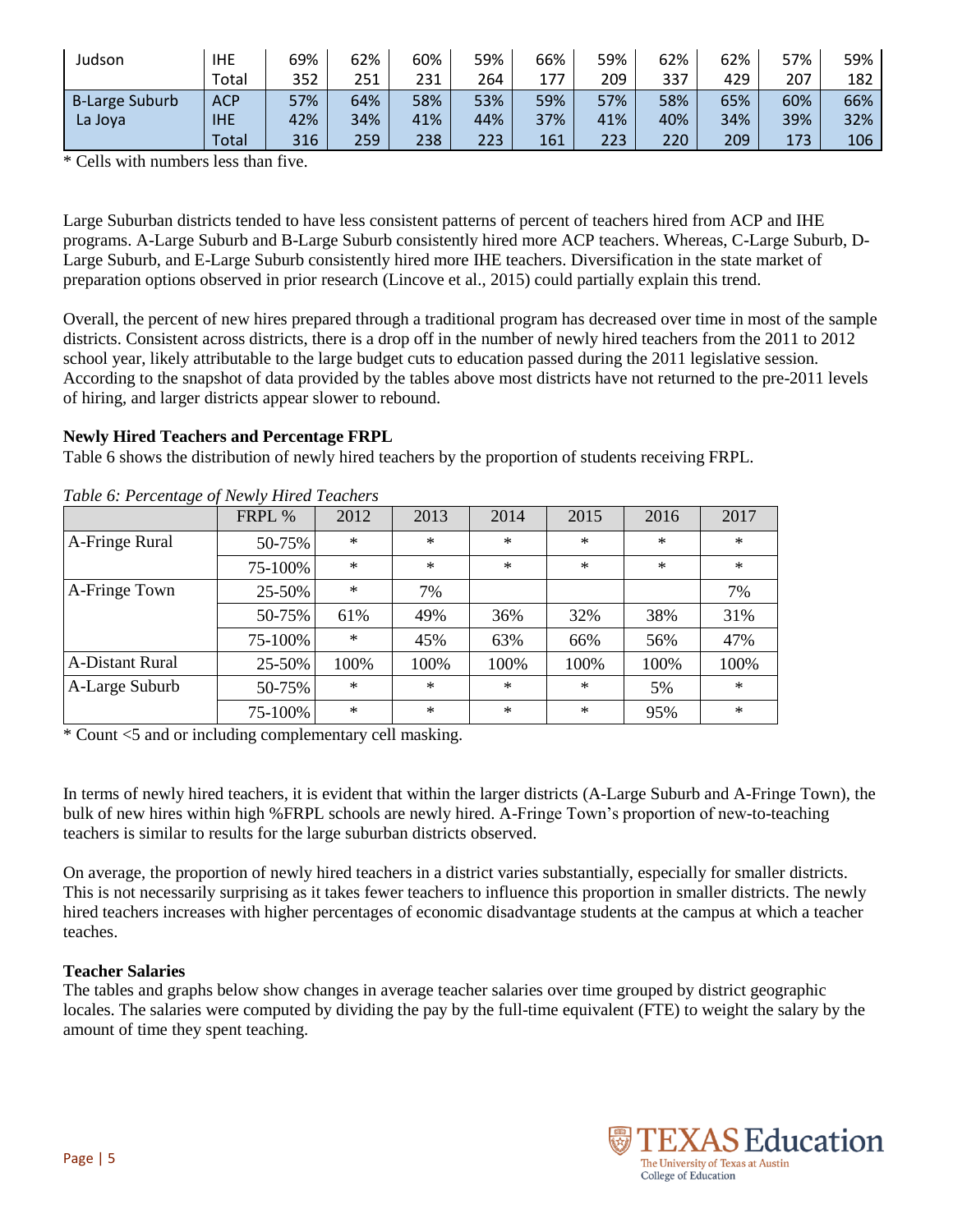| Judson | IHE | 69% | 62% | 60% | 59% | 66% | 59% | 62% | 62% | 57% | 59% |
|---|---|---|---|---|---|---|---|---|---|---|---|
| | Total | 352 | 251 | 231 | 264 | 177 | 209 | 337 | 429 | 207 | 182 |
| B-Large Suburb La Joya | ACP | 57% | 64% | 58% | 53% | 59% | 57% | 58% | 65% | 60% | 66% |
| | IHE | 42% | 34% | 41% | 44% | 37% | 41% | 40% | 34% | 39% | 32% |
| | Total | 316 | 259 | 238 | 223 | 161 | 223 | 220 | 209 | 173 | 106 |

* Cells with numbers less than five.

Large Suburban districts tended to have less consistent patterns of percent of teachers hired from ACP and IHE programs. A-Large Suburb and B-Large Suburb consistently hired more ACP teachers. Whereas, C-Large Suburb, D-Large Suburb, and E-Large Suburb consistently hired more IHE teachers. Diversification in the state market of preparation options observed in prior research (Lincove et al., 2015) could partially explain this trend.

Overall, the percent of new hires prepared through a traditional program has decreased over time in most of the sample districts. Consistent across districts, there is a drop off in the number of newly hired teachers from the 2011 to 2012 school year, likely attributable to the large budget cuts to education passed during the 2011 legislative session. According to the snapshot of data provided by the tables above most districts have not returned to the pre-2011 levels of hiring, and larger districts appear slower to rebound.

**Newly Hired Teachers and Percentage FRPL**

Table 6 shows the distribution of newly hired teachers by the proportion of students receiving FRPL.

*Table 6: Percentage of Newly Hired Teachers*

| | FRPL % | 2012 | 2013 | 2014 | 2015 | 2016 | 2017 |
|---|---|---|---|---|---|---|---|
| A-Fringe Rural | 50-75% | * | * | * | * | * | * |
| | 75-100% | * | * | * | * | * | * |
| A-Fringe Town | 25-50% | * | 7% | | | | 7% |
| | 50-75% | 61% | 49% | 36% | 32% | 38% | 31% |
| | 75-100% | * | 45% | 63% | 66% | 56% | 47% |
| A-Distant Rural | 25-50% | 100% | 100% | 100% | 100% | 100% | 100% |
| A-Large Suburb | 50-75% | * | * | * | * | 5% | * |
| | 75-100% | * | * | * | * | 95% | * |

* Count <5 and or including complementary cell masking.

In terms of newly hired teachers, it is evident that within the larger districts (A-Large Suburb and A-Fringe Town), the bulk of new hires within high %FRPL schools are newly hired. A-Fringe Town's proportion of new-to-teaching teachers is similar to results for the large suburban districts observed.

On average, the proportion of newly hired teachers in a district varies substantially, especially for smaller districts. This is not necessarily surprising as it takes fewer teachers to influence this proportion in smaller districts. The newly hired teachers increases with higher percentages of economic disadvantage students at the campus at which a teacher teaches.

**Teacher Salaries**

The tables and graphs below show changes in average teacher salaries over time grouped by district geographic locales. The salaries were computed by dividing the pay by the full-time equivalent (FTE) to weight the salary by the amount of time they spent teaching.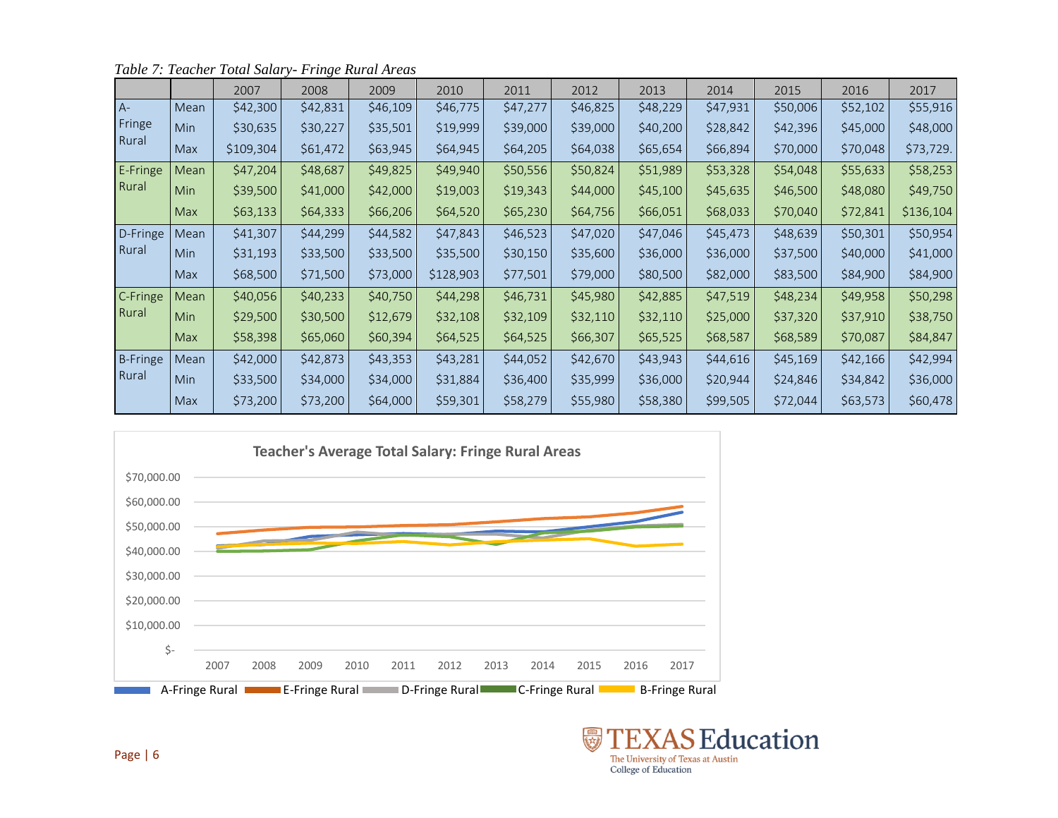*Table 7: Teacher Total Salary- Fringe Rural Areas*

| | | 2007 | 2008 | 2009 | 2010 | 2011 | 2012 | 2013 | 2014 | 2015 | 2016 | 2017 |
|---|---|---|---|---|---|---|---|---|---|---|---|---|
| A-Fringe Rural | Mean | $42,300 | $42,831 | $46,109 | $46,775 | $47,277 | $46,825 | $48,229 | $47,931 | $50,006 | $52,102 | $55,916 |
| | Min | $30,635 | $30,227 | $35,501 | $19,999 | $39,000 | $39,000 | $40,200 | $28,842 | $42,396 | $45,000 | $48,000 |
| | Max | $109,304 | $61,472 | $63,945 | $64,945 | $64,205 | $64,038 | $65,654 | $66,894 | $70,000 | $70,048 | $73,729. |
| E-Fringe Rural | Mean | $47,204 | $48,687 | $49,825 | $49,940 | $50,556 | $50,824 | $51,989 | $53,328 | $54,048 | $55,633 | $58,253 |
| | Min | $39,500 | $41,000 | $42,000 | $19,003 | $19,343 | $44,000 | $45,100 | $45,635 | $46,500 | $48,080 | $49,750 |
| | Max | $63,133 | $64,333 | $66,206 | $64,520 | $65,230 | $64,756 | $66,051 | $68,033 | $70,040 | $72,841 | $136,104 |
| D-Fringe Rural | Mean | $41,307 | $44,299 | $44,582 | $47,843 | $46,523 | $47,020 | $47,046 | $45,473 | $48,639 | $50,301 | $50,954 |
| | Min | $31,193 | $33,500 | $33,500 | $35,500 | $30,150 | $35,600 | $36,000 | $36,000 | $37,500 | $40,000 | $41,000 |
| | Max | $68,500 | $71,500 | $73,000 | $128,903 | $77,501 | $79,000 | $80,500 | $82,000 | $83,500 | $84,900 | $84,900 |
| C-Fringe Rural | Mean | $40,056 | $40,233 | $40,750 | $44,298 | $46,731 | $45,980 | $42,885 | $47,519 | $48,234 | $49,958 | $50,298 |
| | Min | $29,500 | $30,500 | $12,679 | $32,108 | $32,109 | $32,110 | $32,110 | $25,000 | $37,320 | $37,910 | $38,750 |
| | Max | $58,398 | $65,060 | $60,394 | $64,525 | $64,525 | $66,307 | $65,525 | $68,587 | $68,589 | $70,087 | $84,847 |
| B-Fringe Rural | Mean | $42,000 | $42,873 | $43,353 | $43,281 | $44,052 | $42,670 | $43,943 | $44,616 | $45,169 | $42,166 | $42,994 |
| | Min | $33,500 | $34,000 | $34,000 | $31,884 | $36,400 | $35,999 | $36,000 | $20,944 | $24,846 | $34,842 | $36,000 |
| | Max | $73,200 | $73,200 | $64,000 | $59,301 | $58,279 | $55,980 | $58,380 | $99,505 | $72,044 | $63,573 | $60,478 |

**Teacher's Average Total Salary: Fringe Rural Areas**

A-Fringe Rural, E-Fringe Rural, D-Fringe Rural, C-Fringe Rural, B-Fringe Rural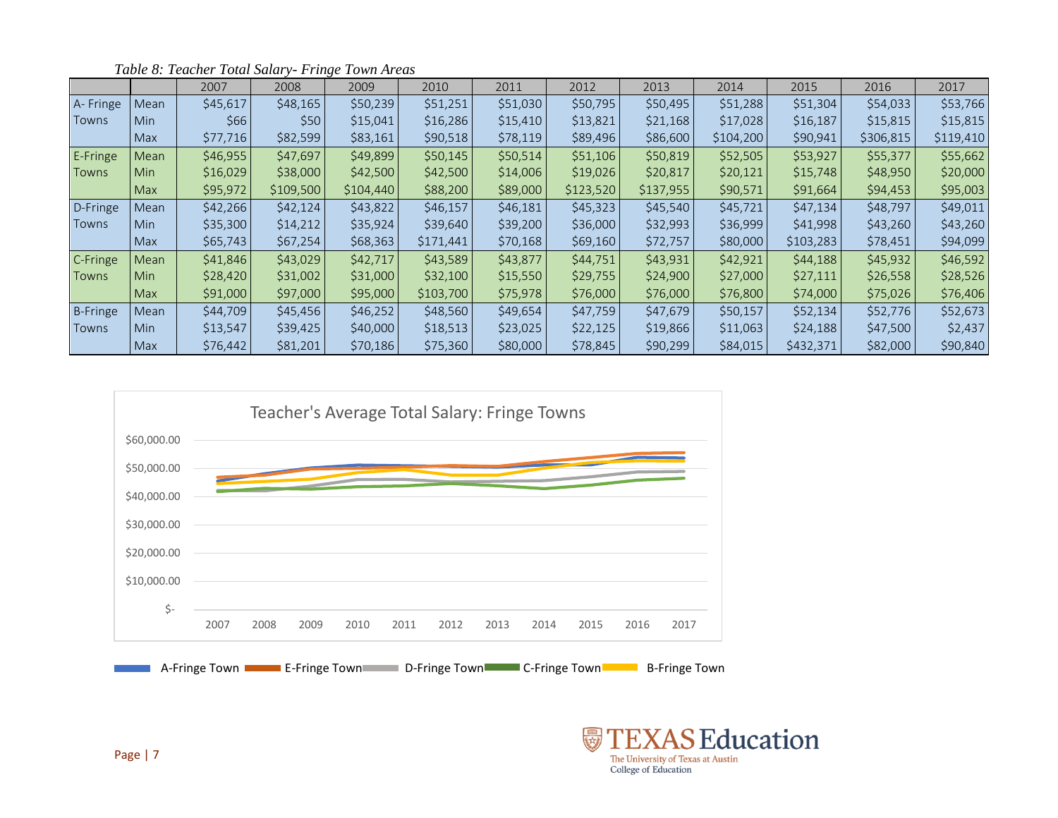*Table 8: Teacher Total Salary- Fringe Town Areas*

| | | 2007 | 2008 | 2009 | 2010 | 2011 | 2012 | 2013 | 2014 | 2015 | 2016 | 2017 |
|---|---|---|---|---|---|---|---|---|---|---|---|---|
| A- Fringe Towns | Mean | $45,617 | $48,165 | $50,239 | $51,251 | $51,030 | $50,795 | $50,495 | $51,288 | $51,304 | $54,033 | $53,766 |
| | Min | $66 | $50 | $15,041 | $16,286 | $15,410 | $13,821 | $21,168 | $17,028 | $16,187 | $15,815 | $15,815 |
| | Max | $77,716 | $82,599 | $83,161 | $90,518 | $78,119 | $89,496 | $86,600 | $104,200 | $90,941 | $306,815 | $119,410 |
| E-Fringe Towns | Mean | $46,955 | $47,697 | $49,899 | $50,145 | $50,514 | $51,106 | $50,819 | $52,505 | $53,927 | $55,377 | $55,662 |
| | Min | $16,029 | $38,000 | $42,500 | $42,500 | $14,006 | $19,026 | $20,817 | $20,121 | $15,748 | $48,950 | $20,000 |
| | Max | $95,972 | $109,500 | $104,440 | $88,200 | $89,000 | $123,520 | $137,955 | $90,571 | $91,664 | $94,453 | $95,003 |
| D-Fringe Towns | Mean | $42,266 | $42,124 | $43,822 | $46,157 | $46,181 | $45,323 | $45,540 | $45,721 | $47,134 | $48,797 | $49,011 |
| | Min | $35,300 | $14,212 | $35,924 | $39,640 | $39,200 | $36,000 | $32,993 | $36,999 | $41,998 | $43,260 | $43,260 |
| | Max | $65,743 | $67,254 | $68,363 | $171,441 | $70,168 | $69,160 | $72,757 | $80,000 | $103,283 | $78,451 | $94,099 |
| C-Fringe Towns | Mean | $41,846 | $43,029 | $42,717 | $43,589 | $43,877 | $44,751 | $43,931 | $42,921 | $44,188 | $45,932 | $46,592 |
| | Min | $28,420 | $31,002 | $31,000 | $32,100 | $15,550 | $29,755 | $24,900 | $27,000 | $27,111 | $26,558 | $28,526 |
| | Max | $91,000 | $97,000 | $95,000 | $103,700 | $75,978 | $76,000 | $76,000 | $76,800 | $74,000 | $75,026 | $76,406 |
| B-Fringe Towns | Mean | $44,709 | $45,456 | $46,252 | $48,560 | $49,654 | $47,759 | $47,679 | $50,157 | $52,134 | $52,776 | $52,673 |
| | Min | $13,547 | $39,425 | $40,000 | $18,513 | $23,025 | $22,125 | $19,866 | $11,063 | $24,188 | $47,500 | $2,437 |
| | Max | $76,442 | $81,201 | $70,186 | $75,360 | $80,000 | $78,845 | $90,299 | $84,015 | $432,371 | $82,000 | $90,840 |

Teacher's Average Total Salary: Fringe Towns

A-Fringe Town, E-Fringe Town, D-Fringe Town, C-Fringe Town, B-Fringe Town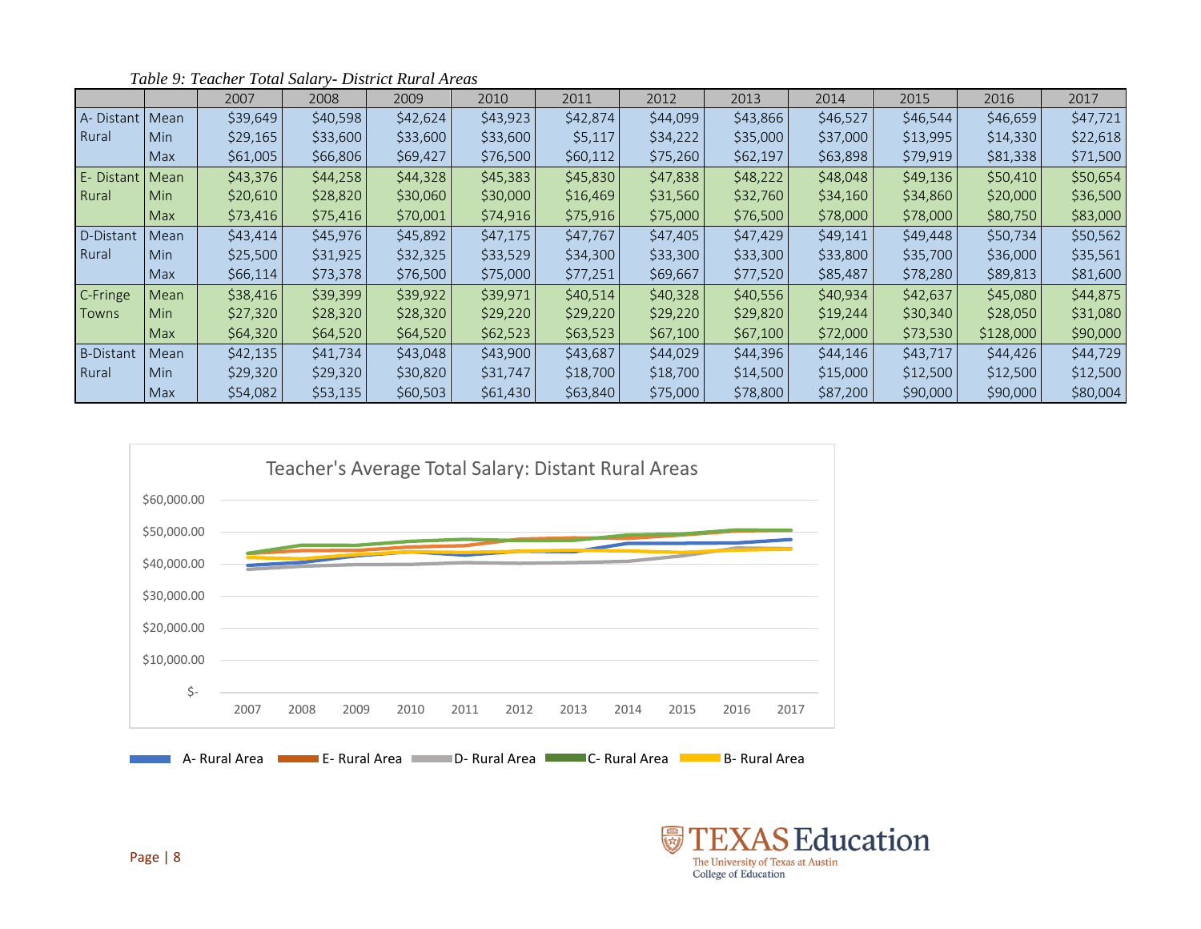*Table 9: Teacher Total Salary- District Rural Areas*

| | | 2007 | 2008 | 2009 | 2010 | 2011 | 2012 | 2013 | 2014 | 2015 | 2016 | 2017 |
|---|---|---|---|---|---|---|---|---|---|---|---|---|
| A- Distant Rural | Mean | $39,649 | $40,598 | $42,624 | $43,923 | $42,874 | $44,099 | $43,866 | $46,527 | $46,544 | $46,659 | $47,721 |
| | Min | $29,165 | $33,600 | $33,600 | $33,600 | $5,117 | $34,222 | $35,000 | $37,000 | $13,995 | $14,330 | $22,618 |
| | Max | $61,005 | $66,806 | $69,427 | $76,500 | $60,112 | $75,260 | $62,197 | $63,898 | $79,919 | $81,338 | $71,500 |
| E- Distant Rural | Mean | $43,376 | $44,258 | $44,328 | $45,383 | $45,830 | $47,838 | $48,222 | $48,048 | $49,136 | $50,410 | $50,654 |
| | Min | $20,610 | $28,820 | $30,060 | $30,000 | $16,469 | $31,560 | $32,760 | $34,160 | $34,860 | $20,000 | $36,500 |
| | Max | $73,416 | $75,416 | $70,001 | $74,916 | $75,916 | $75,000 | $76,500 | $78,000 | $78,000 | $80,750 | $83,000 |
| D-Distant Rural | Mean | $43,414 | $45,976 | $45,892 | $47,175 | $47,767 | $47,405 | $47,429 | $49,141 | $49,448 | $50,734 | $50,562 |
| | Min | $25,500 | $31,925 | $32,325 | $33,529 | $34,300 | $33,300 | $33,300 | $33,800 | $35,700 | $36,000 | $35,561 |
| | Max | $66,114 | $73,378 | $76,500 | $75,000 | $77,251 | $69,667 | $77,520 | $85,487 | $78,280 | $89,813 | $81,600 |
| C-Fringe Towns | Mean | $38,416 | $39,399 | $39,922 | $39,971 | $40,514 | $40,328 | $40,556 | $40,934 | $42,637 | $45,080 | $44,875 |
| | Min | $27,320 | $28,320 | $28,320 | $29,220 | $29,220 | $29,220 | $29,820 | $19,244 | $30,340 | $28,050 | $31,080 |
| | Max | $64,320 | $64,520 | $64,520 | $62,523 | $63,523 | $67,100 | $67,100 | $72,000 | $73,530 | $128,000 | $90,000 |
| B-Distant Rural | Mean | $42,135 | $41,734 | $43,048 | $43,900 | $43,687 | $44,029 | $44,396 | $44,146 | $43,717 | $44,426 | $44,729 |
| | Min | $29,320 | $29,320 | $30,820 | $31,747 | $18,700 | $18,700 | $14,500 | $15,000 | $12,500 | $12,500 | $12,500 |
| | Max | $54,082 | $53,135 | $60,503 | $61,430 | $63,840 | $75,000 | $78,800 | $87,200 | $90,000 | $90,000 | $80,004 |

Teacher's Average Total Salary: Distant Rural Areas

A- Rural Area, E- Rural Area, D- Rural Area, C- Rural Area, B- Rural Area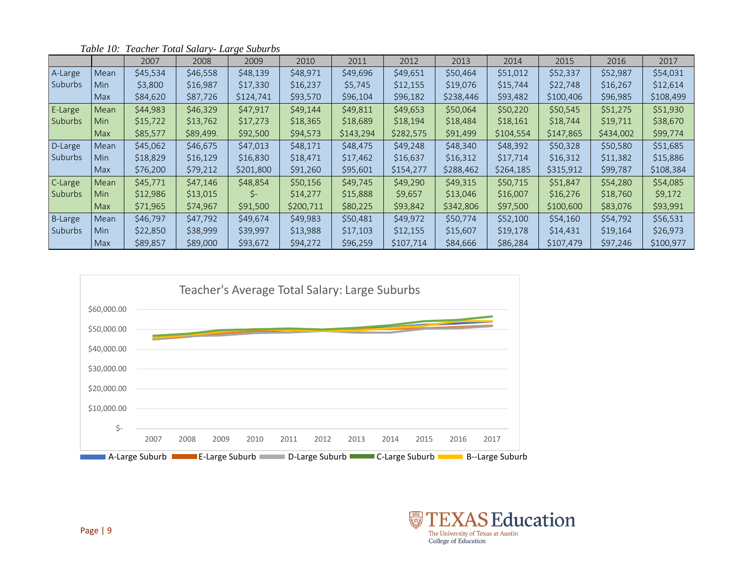*Table 10: Teacher Total Salary- Large Suburbs*

| | | 2007 | 2008 | 2009 | 2010 | 2011 | 2012 | 2013 | 2014 | 2015 | 2016 | 2017 |
|---|---|---|---|---|---|---|---|---|---|---|---|---|
| A-Large Suburbs | Mean | $45,534 | $46,558 | $48,139 | $48,971 | $49,696 | $49,651 | $50,464 | $51,012 | $52,337 | $52,987 | $54,031 |
| | Min | $3,800 | $16,987 | $17,330 | $16,237 | $5,745 | $12,155 | $19,076 | $15,744 | $22,748 | $16,267 | $12,614 |
| | Max | $84,620 | $87,726 | $124,741 | $93,570 | $96,104 | $96,182 | $238,446 | $93,482 | $100,406 | $96,985 | $108,499 |
| E-Large Suburbs | Mean | $44,983 | $46,329 | $47,917 | $49,144 | $49,811 | $49,653 | $50,064 | $50,220 | $50,545 | $51,275 | $51,930 |
| | Min | $15,722 | $13,762 | $17,273 | $18,365 | $18,689 | $18,194 | $18,484 | $18,161 | $18,744 | $19,711 | $38,670 |
| | Max | $85,577 | $89,499. | $92,500 | $94,573 | $143,294 | $282,575 | $91,499 | $104,554 | $147,865 | $434,002 | $99,774 |
| D-Large Suburbs | Mean | $45,062 | $46,675 | $47,013 | $48,171 | $48,475 | $49,248 | $48,340 | $48,392 | $50,328 | $50,580 | $51,685 |
| | Min | $18,829 | $16,129 | $16,830 | $18,471 | $17,462 | $16,637 | $16,312 | $17,714 | $16,312 | $11,382 | $15,886 |
| | Max | $76,200 | $79,212 | $201,800 | $91,260 | $95,601 | $154,277 | $288,462 | $264,185 | $315,912 | $99,787 | $108,384 |
| C-Large Suburbs | Mean | $45,771 | $47,146 | $48,854 | $50,156 | $49,745 | $49,290 | $49,315 | $50,715 | $51,847 | $54,280 | $54,085 |
| | Min | $12,986 | $13,015 | $- | $14,277 | $15,888 | $9,657 | $13,046 | $16,007 | $16,276 | $18,760 | $9,172 |
| | Max | $71,965 | $74,967 | $91,500 | $200,711 | $80,225 | $93,842 | $342,806 | $97,500 | $100,600 | $83,076 | $93,991 |
| B-Large Suburbs | Mean | $46,797 | $47,792 | $49,674 | $49,983 | $50,481 | $49,972 | $50,774 | $52,100 | $54,160 | $54,792 | $56,531 |
| | Min | $22,850 | $38,999 | $39,997 | $13,988 | $17,103 | $12,155 | $15,607 | $19,178 | $14,431 | $19,164 | $26,973 |
| | Max | $89,857 | $89,000 | $93,672 | $94,272 | $96,259 | $107,714 | $84,666 | $86,284 | $107,479 | $97,246 | $100,977 |

Teacher's Average Total Salary: Large Suburbs

Legend: A-Large Suburb, E-Large Suburb, D-Large Suburb, C-Large Suburb, B--Large Suburb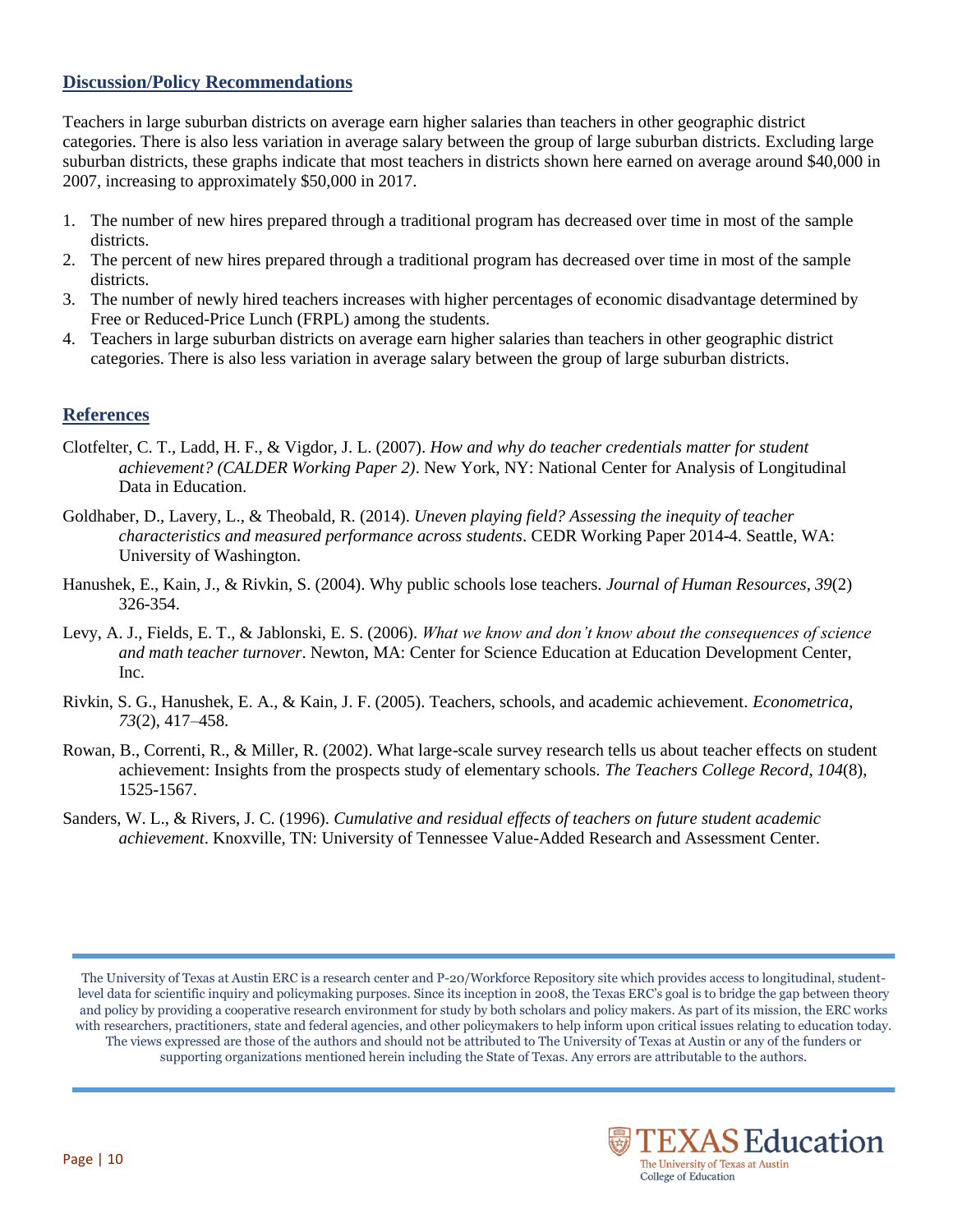## Discussion/Policy Recommendations

Teachers in large suburban districts on average earn higher salaries than teachers in other geographic district categories. There is also less variation in average salary between the group of large suburban districts. Excluding large suburban districts, these graphs indicate that most teachers in districts shown here earned on average around $40,000 in 2007, increasing to approximately $50,000 in 2017.

1. The number of new hires prepared through a traditional program has decreased over time in most of the sample districts.
2. The percent of new hires prepared through a traditional program has decreased over time in most of the sample districts.
3. The number of newly hired teachers increases with higher percentages of economic disadvantage determined by Free or Reduced-Price Lunch (FRPL) among the students.
4. Teachers in large suburban districts on average earn higher salaries than teachers in other geographic district categories. There is also less variation in average salary between the group of large suburban districts.

## References

Clotfelter, C. T., Ladd, H. F., & Vigdor, J. L. (2007). *How and why do teacher credentials matter for student achievement? (CALDER Working Paper 2)*. New York, NY: National Center for Analysis of Longitudinal Data in Education.

Goldhaber, D., Lavery, L., & Theobald, R. (2014). *Uneven playing field? Assessing the inequity of teacher characteristics and measured performance across students*. CEDR Working Paper 2014-4. Seattle, WA: University of Washington.

Hanushek, E., Kain, J., & Rivkin, S. (2004). Why public schools lose teachers. *Journal of Human Resources*, *39*(2) 326-354.

Levy, A. J., Fields, E. T., & Jablonski, E. S. (2006). *What we know and don't know about the consequences of science and math teacher turnover*. Newton, MA: Center for Science Education at Education Development Center, Inc.

Rivkin, S. G., Hanushek, E. A., & Kain, J. F. (2005). Teachers, schools, and academic achievement. *Econometrica*, *73*(2), 417–458.

Rowan, B., Correnti, R., & Miller, R. (2002). What large-scale survey research tells us about teacher effects on student achievement: Insights from the prospects study of elementary schools. *The Teachers College Record*, *104*(8), 1525-1567.

Sanders, W. L., & Rivers, J. C. (1996). *Cumulative and residual effects of teachers on future student academic achievement*. Knoxville, TN: University of Tennessee Value-Added Research and Assessment Center.

The University of Texas at Austin ERC is a research center and P-20/Workforce Repository site which provides access to longitudinal, student-level data for scientific inquiry and policymaking purposes. Since its inception in 2008, the Texas ERC's goal is to bridge the gap between theory and policy by providing a cooperative research environment for study by both scholars and policy makers. As part of its mission, the ERC works with researchers, practitioners, state and federal agencies, and other policymakers to help inform upon critical issues relating to education today. The views expressed are those of the authors and should not be attributed to The University of Texas at Austin or any of the funders or supporting organizations mentioned herein including the State of Texas. Any errors are attributable to the authors.

TEXAS Education
The University of Texas at Austin
College of Education